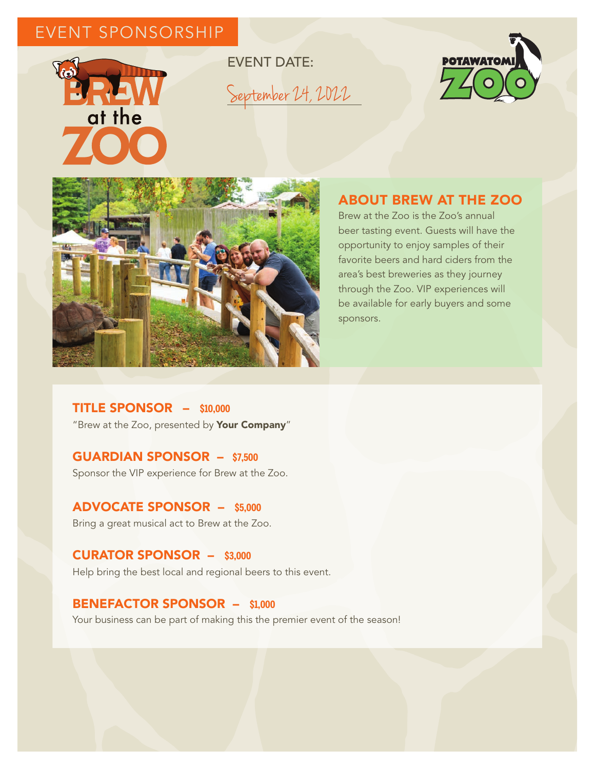EVENT SPONSORSHIP

BREW at the ZOO

EVENT DATE:

September 24, 2022

POTAWATOMI ZOO

## ABOUT BREW AT THE ZOO

Brew at the Zoo is the Zoo's annual beer tasting event. Guests will have the opportunity to enjoy samples of their favorite beers and hard ciders from the area's best breweries as they journey through the Zoo. VIP experiences will be available for early buyers and some sponsors.

### TITLE SPONSOR – $10,000

"Brew at the Zoo, presented by **Your Company**"

### GUARDIAN SPONSOR – $7,500

Sponsor the VIP experience for Brew at the Zoo.

### ADVOCATE SPONSOR – $5,000

Bring a great musical act to Brew at the Zoo.

### CURATOR SPONSOR – $3,000

Help bring the best local and regional beers to this event.

### BENEFACTOR SPONSOR – $1,000

Your business can be part of making this the premier event of the season!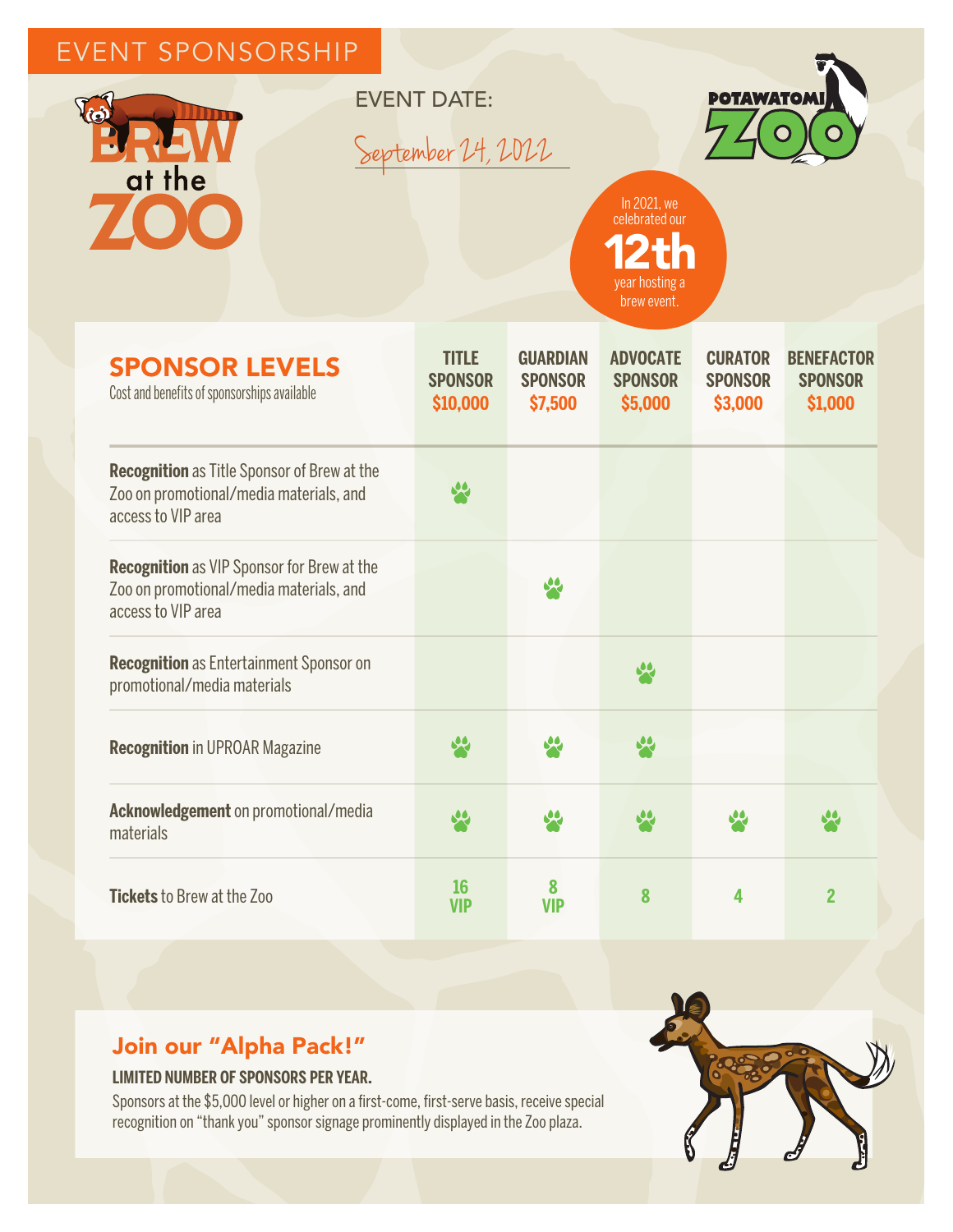EVENT SPONSORSHIP

BREW at the ZOO

EVENT DATE: September 24, 2022

POTAWATOMI ZOO

In 2021, we celebrated our **12th** year hosting a brew event.

## SPONSOR LEVELS

Cost and benefits of sponsorships available

| | TITLE SPONSOR $10,000 | GUARDIAN SPONSOR $7,500 | ADVOCATE SPONSOR $5,000 | CURATOR SPONSOR $3,000 | BENEFACTOR SPONSOR $1,000 |
|---|---|---|---|---|---|
| **Recognition** as Title Sponsor of Brew at the Zoo on promotional/media materials, and access to VIP area | ✓ | | | | |
| **Recognition** as VIP Sponsor for Brew at the Zoo on promotional/media materials, and access to VIP area | | ✓ | | | |
| **Recognition** as Entertainment Sponsor on promotional/media materials | | | ✓ | | |
| **Recognition** in UPROAR Magazine | ✓ | ✓ | ✓ | | |
| **Acknowledgement** on promotional/media materials | ✓ | ✓ | ✓ | ✓ | ✓ |
| **Tickets** to Brew at the Zoo | 16 VIP | 8 VIP | 8 | 4 | 2 |

## Join our "Alpha Pack!"

**LIMITED NUMBER OF SPONSORS PER YEAR.**

Sponsors at the $5,000 level or higher on a first-come, first-serve basis, receive special recognition on "thank you" sponsor signage prominently displayed in the Zoo plaza.